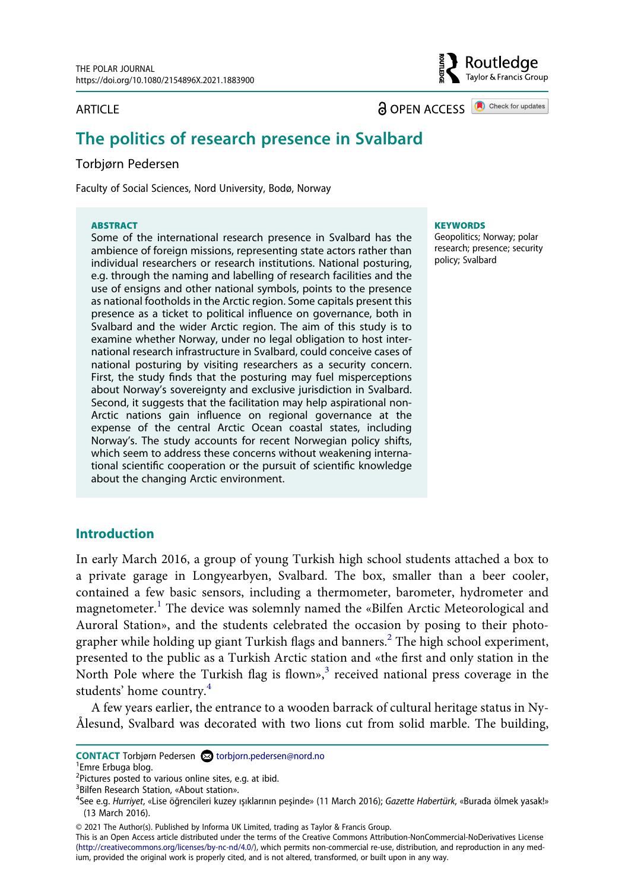ARTICLE

# The politics of research presence in Svalbard

Torbjørn Pedersen

Faculty of Social Sciences, Nord University, Bodø, Norway

**ABSTRACT**

Some of the international research presence in Svalbard has the ambience of foreign missions, representing state actors rather than individual researchers or research institutions. National posturing, e.g. through the naming and labelling of research facilities and the use of ensigns and other national symbols, points to the presence as national footholds in the Arctic region. Some capitals present this presence as a ticket to political influence on governance, both in Svalbard and the wider Arctic region. The aim of this study is to examine whether Norway, under no legal obligation to host international research infrastructure in Svalbard, could conceive cases of national posturing by visiting researchers as a security concern. First, the study finds that the posturing may fuel misperceptions about Norway's sovereignty and exclusive jurisdiction in Svalbard. Second, it suggests that the facilitation may help aspirational non-Arctic nations gain influence on regional governance at the expense of the central Arctic Ocean coastal states, including Norway's. The study accounts for recent Norwegian policy shifts, which seem to address these concerns without weakening international scientific cooperation or the pursuit of scientific knowledge about the changing Arctic environment.

**KEYWORDS**

Geopolitics; Norway; polar research; presence; security policy; Svalbard

## Introduction

In early March 2016, a group of young Turkish high school students attached a box to a private garage in Longyearbyen, Svalbard. The box, smaller than a beer cooler, contained a few basic sensors, including a thermometer, barometer, hydrometer and magnetometer.[1] The device was solemnly named the «Bilfen Arctic Meteorological and Auroral Station», and the students celebrated the occasion by posing to their photographer while holding up giant Turkish flags and banners.[2] The high school experiment, presented to the public as a Turkish Arctic station and «the first and only station in the North Pole where the Turkish flag is flown»,[3] received national press coverage in the students' home country.[4]

A few years earlier, the entrance to a wooden barrack of cultural heritage status in Ny-Ålesund, Svalbard was decorated with two lions cut from solid marble. The building,

**CONTACT** Torbjørn Pedersen torbjorn.pedersen@nord.no

[1] Emre Erbuga blog.

[2] Pictures posted to various online sites, e.g. at ibid.

[3] Bilfen Research Station, «About station».

[4] See e.g. *Hurriyet*, «Lise öğrencileri kuzey ışıklarının peşinde» (11 March 2016); *Gazette Habertürk*, «Burada ölmek yasak!» (13 March 2016).

© 2021 The Author(s). Published by Informa UK Limited, trading as Taylor & Francis Group.
This is an Open Access article distributed under the terms of the Creative Commons Attribution-NonCommercial-NoDerivatives License (http://creativecommons.org/licenses/by-nc-nd/4.0/), which permits non-commercial re-use, distribution, and reproduction in any medium, provided the original work is properly cited, and is not altered, transformed, or built upon in any way.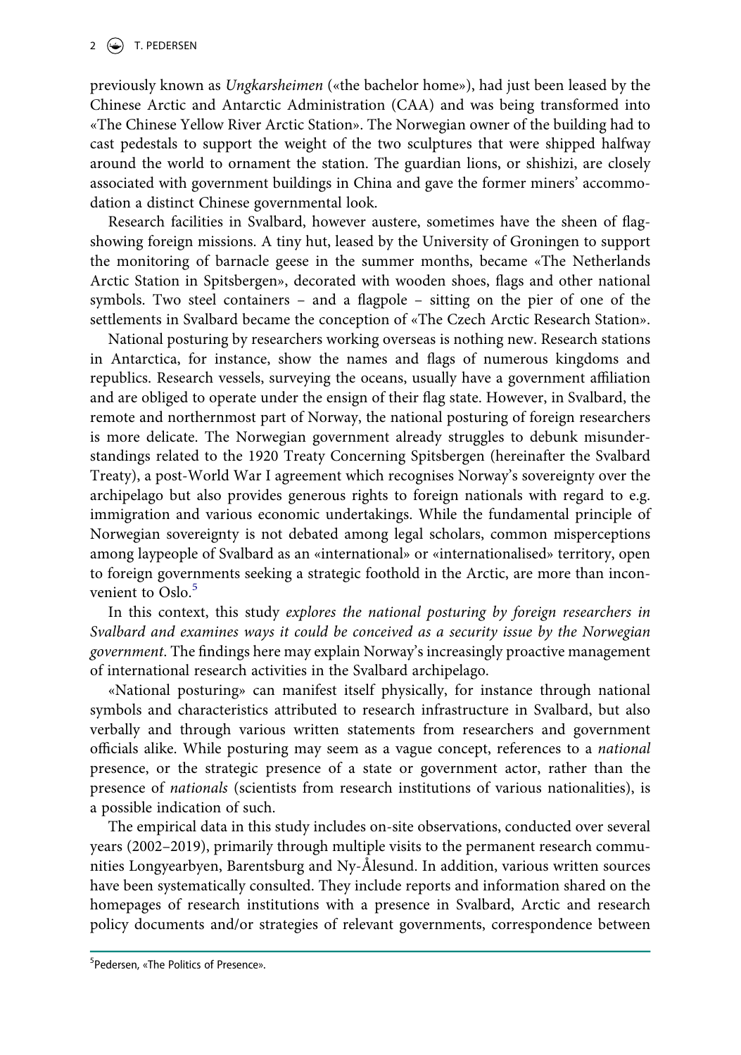previously known as *Ungkarsheimen* («the bachelor home»), had just been leased by the Chinese Arctic and Antarctic Administration (CAA) and was being transformed into «The Chinese Yellow River Arctic Station». The Norwegian owner of the building had to cast pedestals to support the weight of the two sculptures that were shipped halfway around the world to ornament the station. The guardian lions, or shishizi, are closely associated with government buildings in China and gave the former miners' accommodation a distinct Chinese governmental look.

Research facilities in Svalbard, however austere, sometimes have the sheen of flag-showing foreign missions. A tiny hut, leased by the University of Groningen to support the monitoring of barnacle geese in the summer months, became «The Netherlands Arctic Station in Spitsbergen», decorated with wooden shoes, flags and other national symbols. Two steel containers – and a flagpole – sitting on the pier of one of the settlements in Svalbard became the conception of «The Czech Arctic Research Station».

National posturing by researchers working overseas is nothing new. Research stations in Antarctica, for instance, show the names and flags of numerous kingdoms and republics. Research vessels, surveying the oceans, usually have a government affiliation and are obliged to operate under the ensign of their flag state. However, in Svalbard, the remote and northernmost part of Norway, the national posturing of foreign researchers is more delicate. The Norwegian government already struggles to debunk misunderstandings related to the 1920 Treaty Concerning Spitsbergen (hereinafter the Svalbard Treaty), a post-World War I agreement which recognises Norway's sovereignty over the archipelago but also provides generous rights to foreign nationals with regard to e.g. immigration and various economic undertakings. While the fundamental principle of Norwegian sovereignty is not debated among legal scholars, common misperceptions among laypeople of Svalbard as an «international» or «internationalised» territory, open to foreign governments seeking a strategic foothold in the Arctic, are more than inconvenient to Oslo.[5]

In this context, this study *explores the national posturing by foreign researchers in Svalbard and examines ways it could be conceived as a security issue by the Norwegian government*. The findings here may explain Norway's increasingly proactive management of international research activities in the Svalbard archipelago.

«National posturing» can manifest itself physically, for instance through national symbols and characteristics attributed to research infrastructure in Svalbard, but also verbally and through various written statements from researchers and government officials alike. While posturing may seem as a vague concept, references to a *national* presence, or the strategic presence of a state or government actor, rather than the presence of *nationals* (scientists from research institutions of various nationalities), is a possible indication of such.

The empirical data in this study includes on-site observations, conducted over several years (2002–2019), primarily through multiple visits to the permanent research communities Longyearbyen, Barentsburg and Ny-Ålesund. In addition, various written sources have been systematically consulted. They include reports and information shared on the homepages of research institutions with a presence in Svalbard, Arctic and research policy documents and/or strategies of relevant governments, correspondence between

[5] Pedersen, «The Politics of Presence».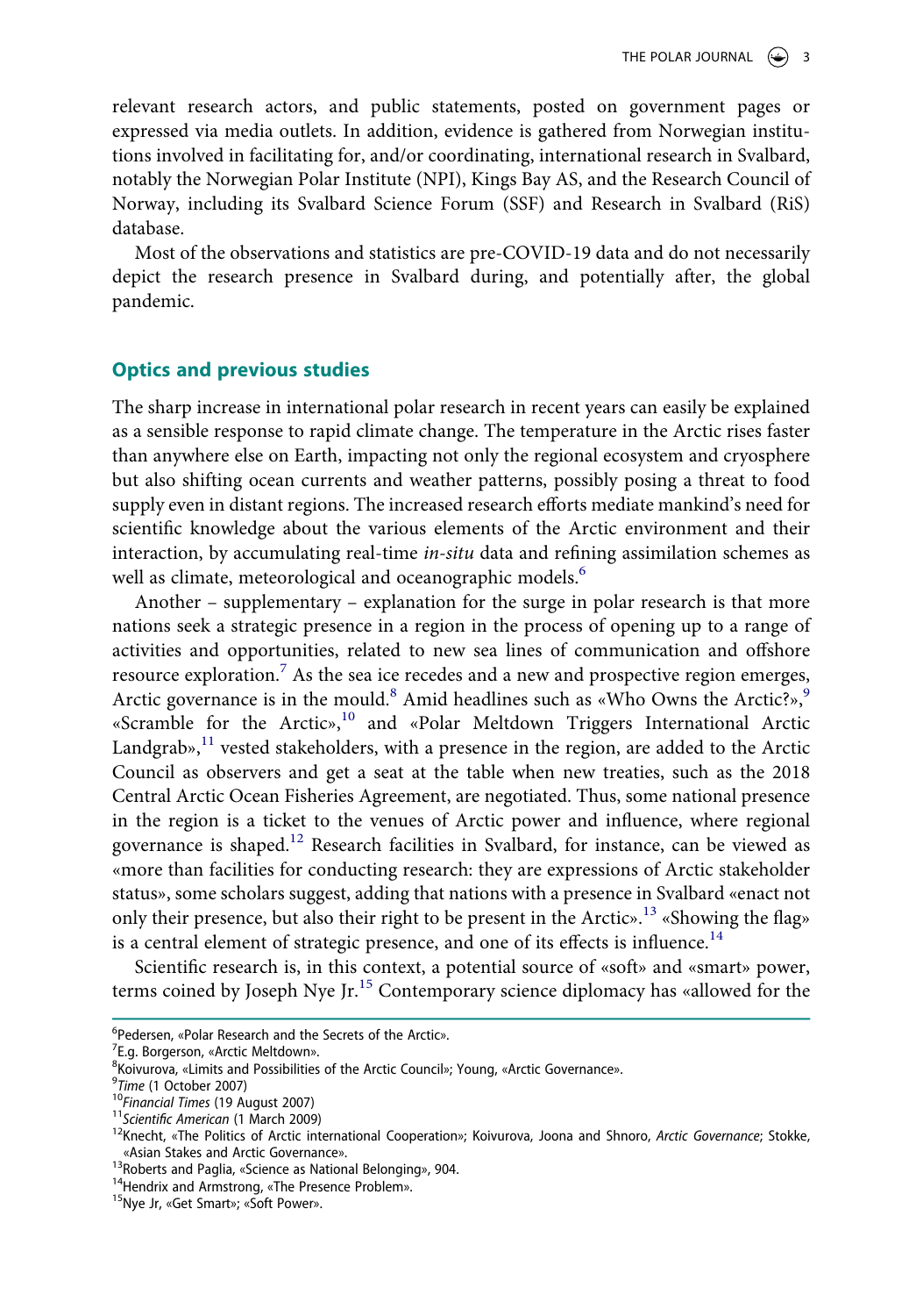relevant research actors, and public statements, posted on government pages or expressed via media outlets. In addition, evidence is gathered from Norwegian institutions involved in facilitating for, and/or coordinating, international research in Svalbard, notably the Norwegian Polar Institute (NPI), Kings Bay AS, and the Research Council of Norway, including its Svalbard Science Forum (SSF) and Research in Svalbard (RiS) database.

Most of the observations and statistics are pre-COVID-19 data and do not necessarily depict the research presence in Svalbard during, and potentially after, the global pandemic.

## Optics and previous studies

The sharp increase in international polar research in recent years can easily be explained as a sensible response to rapid climate change. The temperature in the Arctic rises faster than anywhere else on Earth, impacting not only the regional ecosystem and cryosphere but also shifting ocean currents and weather patterns, possibly posing a threat to food supply even in distant regions. The increased research efforts mediate mankind's need for scientific knowledge about the various elements of the Arctic environment and their interaction, by accumulating real-time *in-situ* data and refining assimilation schemes as well as climate, meteorological and oceanographic models.[6]

Another – supplementary – explanation for the surge in polar research is that more nations seek a strategic presence in a region in the process of opening up to a range of activities and opportunities, related to new sea lines of communication and offshore resource exploration.[7] As the sea ice recedes and a new and prospective region emerges, Arctic governance is in the mould.[8] Amid headlines such as «Who Owns the Arctic?»,[9] «Scramble for the Arctic»,[10] and «Polar Meltdown Triggers International Arctic Landgrab»,[11] vested stakeholders, with a presence in the region, are added to the Arctic Council as observers and get a seat at the table when new treaties, such as the 2018 Central Arctic Ocean Fisheries Agreement, are negotiated. Thus, some national presence in the region is a ticket to the venues of Arctic power and influence, where regional governance is shaped.[12] Research facilities in Svalbard, for instance, can be viewed as «more than facilities for conducting research: they are expressions of Arctic stakeholder status», some scholars suggest, adding that nations with a presence in Svalbard «enact not only their presence, but also their right to be present in the Arctic».[13] «Showing the flag» is a central element of strategic presence, and one of its effects is influence.[14]

Scientific research is, in this context, a potential source of «soft» and «smart» power, terms coined by Joseph Nye Jr.[15] Contemporary science diplomacy has «allowed for the

---

[6] Pedersen, «Polar Research and the Secrets of the Arctic».
[7] E.g. Borgerson, «Arctic Meltdown».
[8] Koivurova, «Limits and Possibilities of the Arctic Council»; Young, «Arctic Governance».
[9] *Time* (1 October 2007)
[10] *Financial Times* (19 August 2007)
[11] *Scientific American* (1 March 2009)
[12] Knecht, «The Politics of Arctic international Cooperation»; Koivurova, Joona and Shnoro, *Arctic Governance*; Stokke, «Asian Stakes and Arctic Governance».
[13] Roberts and Paglia, «Science as National Belonging», 904.
[14] Hendrix and Armstrong, «The Presence Problem».
[15] Nye Jr, «Get Smart»; «Soft Power».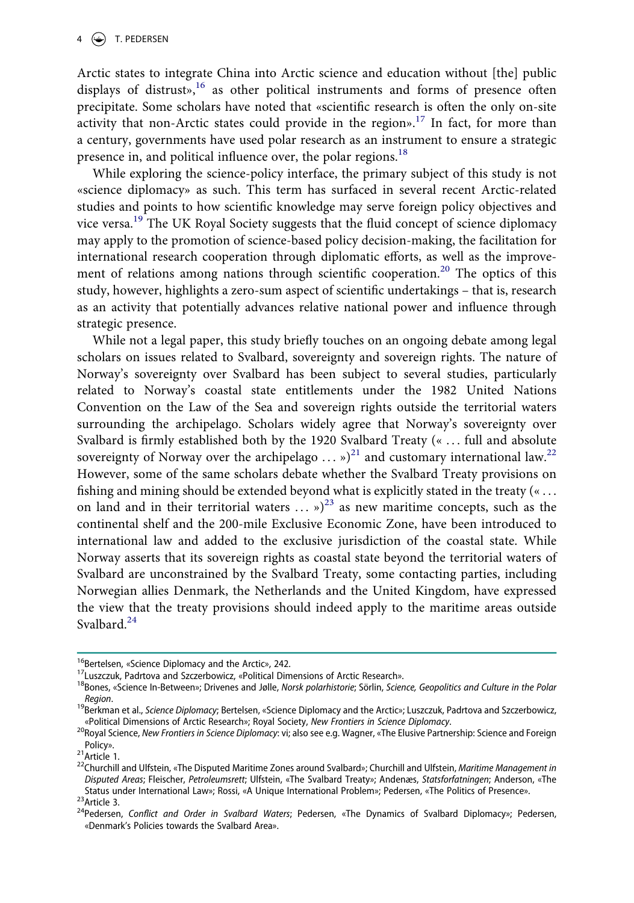Arctic states to integrate China into Arctic science and education without [the] public displays of distrust»,[16] as other political instruments and forms of presence often precipitate. Some scholars have noted that «scientific research is often the only on-site activity that non-Arctic states could provide in the region».[17] In fact, for more than a century, governments have used polar research as an instrument to ensure a strategic presence in, and political influence over, the polar regions.[18]

While exploring the science-policy interface, the primary subject of this study is not «science diplomacy» as such. This term has surfaced in several recent Arctic-related studies and points to how scientific knowledge may serve foreign policy objectives and vice versa.[19] The UK Royal Society suggests that the fluid concept of science diplomacy may apply to the promotion of science-based policy decision-making, the facilitation for international research cooperation through diplomatic efforts, as well as the improvement of relations among nations through scientific cooperation.[20] The optics of this study, however, highlights a zero-sum aspect of scientific undertakings – that is, research as an activity that potentially advances relative national power and influence through strategic presence.

While not a legal paper, this study briefly touches on an ongoing debate among legal scholars on issues related to Svalbard, sovereignty and sovereign rights. The nature of Norway's sovereignty over Svalbard has been subject to several studies, particularly related to Norway's coastal state entitlements under the 1982 United Nations Convention on the Law of the Sea and sovereign rights outside the territorial waters surrounding the archipelago. Scholars widely agree that Norway's sovereignty over Svalbard is firmly established both by the 1920 Svalbard Treaty (« … full and absolute sovereignty of Norway over the archipelago … »)[21] and customary international law.[22] However, some of the same scholars debate whether the Svalbard Treaty provisions on fishing and mining should be extended beyond what is explicitly stated in the treaty (« … on land and in their territorial waters … »)[23] as new maritime concepts, such as the continental shelf and the 200-mile Exclusive Economic Zone, have been introduced to international law and added to the exclusive jurisdiction of the coastal state. While Norway asserts that its sovereign rights as coastal state beyond the territorial waters of Svalbard are unconstrained by the Svalbard Treaty, some contacting parties, including Norwegian allies Denmark, the Netherlands and the United Kingdom, have expressed the view that the treaty provisions should indeed apply to the maritime areas outside Svalbard.[24]

---

[16] Bertelsen, «Science Diplomacy and the Arctic», 242.

[17] Luszczuk, Padrtova and Szczerbowicz, «Political Dimensions of Arctic Research».

[18] Bones, «Science In-Between»; Drivenes and Jølle, *Norsk polarhistorie*; Sörlin, *Science, Geopolitics and Culture in the Polar Region*.

[19] Berkman et al., *Science Diplomacy*; Bertelsen, «Science Diplomacy and the Arctic»; Luszczuk, Padrtova and Szczerbowicz, «Political Dimensions of Arctic Research»; Royal Society, *New Frontiers in Science Diplomacy*.

[20] Royal Science, *New Frontiers in Science Diplomacy*: vi; also see e.g. Wagner, «The Elusive Partnership: Science and Foreign Policy».

[21] Article 1.

[22] Churchill and Ulfstein, «The Disputed Maritime Zones around Svalbard»; Churchill and Ulfstein, *Maritime Management in Disputed Areas*; Fleischer, *Petroleumsrett*; Ulfstein, «The Svalbard Treaty»; Andenæs, *Statsforfatningen*; Anderson, «The Status under International Law»; Rossi, «A Unique International Problem»; Pedersen, «The Politics of Presence».

[23] Article 3.

[24] Pedersen, *Conflict and Order in Svalbard Waters*; Pedersen, «The Dynamics of Svalbard Diplomacy»; Pedersen, «Denmark's Policies towards the Svalbard Area».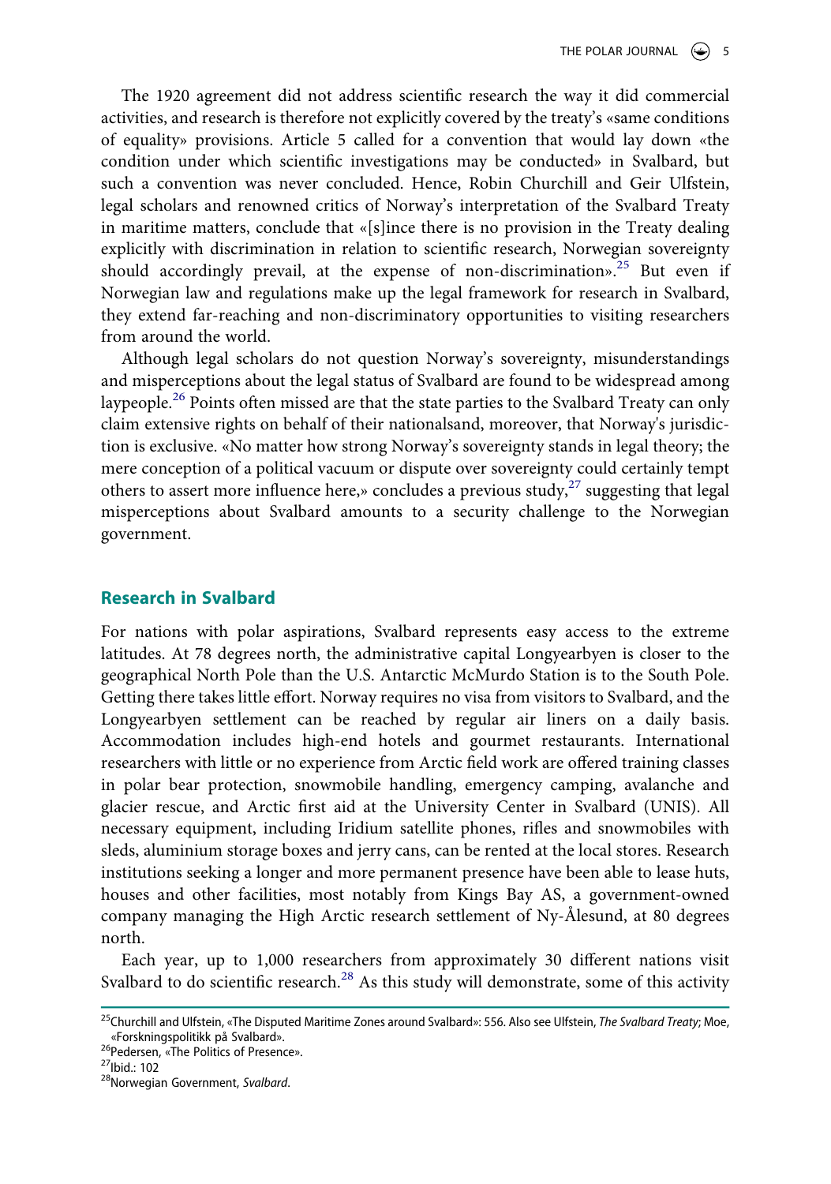The 1920 agreement did not address scientific research the way it did commercial activities, and research is therefore not explicitly covered by the treaty's «same conditions of equality» provisions. Article 5 called for a convention that would lay down «the condition under which scientific investigations may be conducted» in Svalbard, but such a convention was never concluded. Hence, Robin Churchill and Geir Ulfstein, legal scholars and renowned critics of Norway's interpretation of the Svalbard Treaty in maritime matters, conclude that «[s]ince there is no provision in the Treaty dealing explicitly with discrimination in relation to scientific research, Norwegian sovereignty should accordingly prevail, at the expense of non-discrimination».[25] But even if Norwegian law and regulations make up the legal framework for research in Svalbard, they extend far-reaching and non-discriminatory opportunities to visiting researchers from around the world.

Although legal scholars do not question Norway's sovereignty, misunderstandings and misperceptions about the legal status of Svalbard are found to be widespread among laypeople.[26] Points often missed are that the state parties to the Svalbard Treaty can only claim extensive rights on behalf of their nationalsand, moreover, that Norway's jurisdiction is exclusive. «No matter how strong Norway's sovereignty stands in legal theory; the mere conception of a political vacuum or dispute over sovereignty could certainly tempt others to assert more influence here,» concludes a previous study,[27] suggesting that legal misperceptions about Svalbard amounts to a security challenge to the Norwegian government.

## Research in Svalbard

For nations with polar aspirations, Svalbard represents easy access to the extreme latitudes. At 78 degrees north, the administrative capital Longyearbyen is closer to the geographical North Pole than the U.S. Antarctic McMurdo Station is to the South Pole. Getting there takes little effort. Norway requires no visa from visitors to Svalbard, and the Longyearbyen settlement can be reached by regular air liners on a daily basis. Accommodation includes high-end hotels and gourmet restaurants. International researchers with little or no experience from Arctic field work are offered training classes in polar bear protection, snowmobile handling, emergency camping, avalanche and glacier rescue, and Arctic first aid at the University Center in Svalbard (UNIS). All necessary equipment, including Iridium satellite phones, rifles and snowmobiles with sleds, aluminium storage boxes and jerry cans, can be rented at the local stores. Research institutions seeking a longer and more permanent presence have been able to lease huts, houses and other facilities, most notably from Kings Bay AS, a government-owned company managing the High Arctic research settlement of Ny-Ålesund, at 80 degrees north.

Each year, up to 1,000 researchers from approximately 30 different nations visit Svalbard to do scientific research.[28] As this study will demonstrate, some of this activity

[25] Churchill and Ulfstein, «The Disputed Maritime Zones around Svalbard»: 556. Also see Ulfstein, *The Svalbard Treaty*; Moe, «Forskningspolitikk på Svalbard».

[26] Pedersen, «The Politics of Presence».

[27] Ibid.: 102

[28] Norwegian Government, *Svalbard*.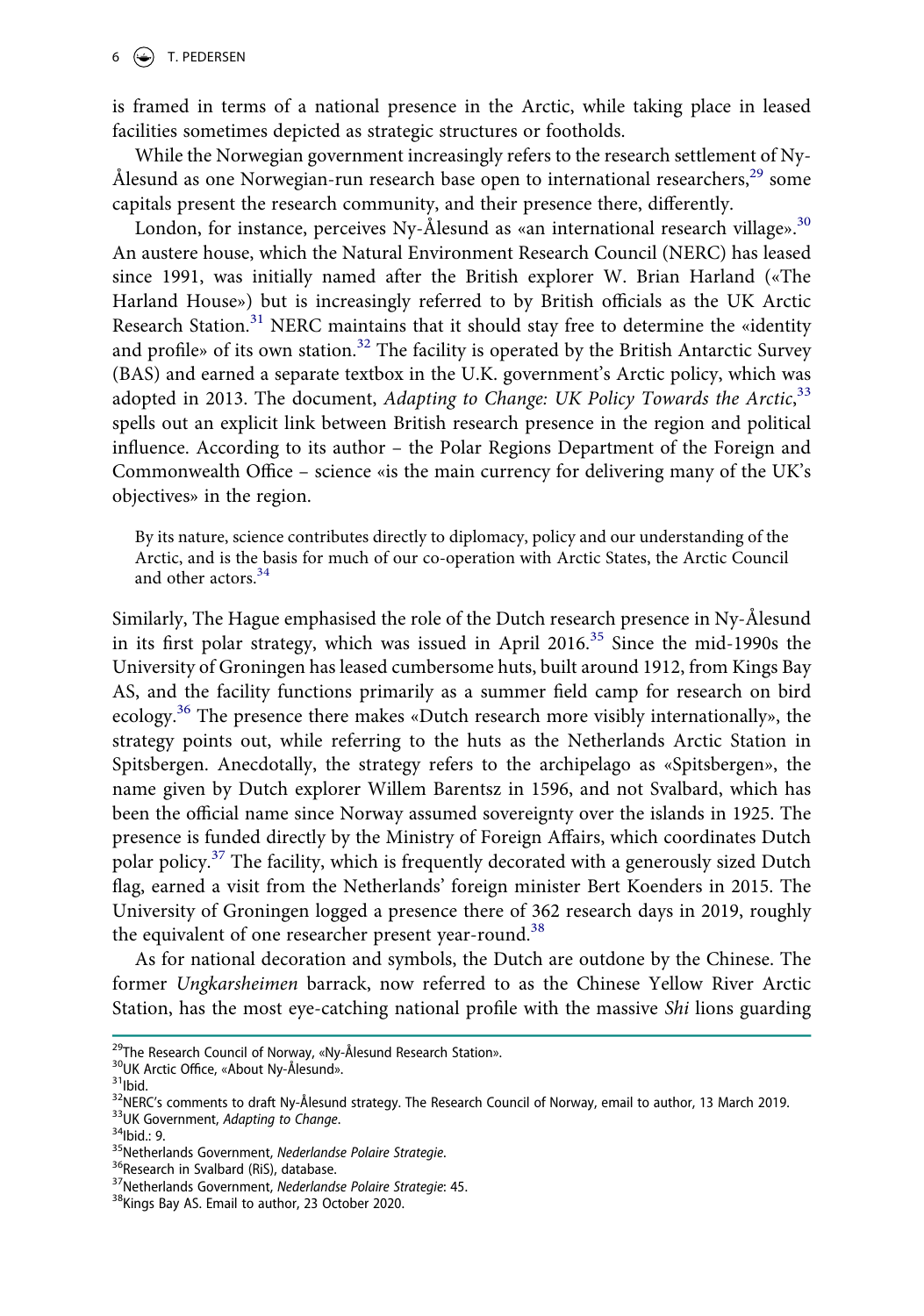is framed in terms of a national presence in the Arctic, while taking place in leased facilities sometimes depicted as strategic structures or footholds.

While the Norwegian government increasingly refers to the research settlement of Ny-Ålesund as one Norwegian-run research base open to international researchers,[29] some capitals present the research community, and their presence there, differently.

London, for instance, perceives Ny-Ålesund as «an international research village».[30] An austere house, which the Natural Environment Research Council (NERC) has leased since 1991, was initially named after the British explorer W. Brian Harland («The Harland House») but is increasingly referred to by British officials as the UK Arctic Research Station.[31] NERC maintains that it should stay free to determine the «identity and profile» of its own station.[32] The facility is operated by the British Antarctic Survey (BAS) and earned a separate textbox in the U.K. government's Arctic policy, which was adopted in 2013. The document, *Adapting to Change: UK Policy Towards the Arctic*,[33] spells out an explicit link between British research presence in the region and political influence. According to its author – the Polar Regions Department of the Foreign and Commonwealth Office – science «is the main currency for delivering many of the UK's objectives» in the region.

> By its nature, science contributes directly to diplomacy, policy and our understanding of the Arctic, and is the basis for much of our co-operation with Arctic States, the Arctic Council and other actors.[34]

Similarly, The Hague emphasised the role of the Dutch research presence in Ny-Ålesund in its first polar strategy, which was issued in April 2016.[35] Since the mid-1990s the University of Groningen has leased cumbersome huts, built around 1912, from Kings Bay AS, and the facility functions primarily as a summer field camp for research on bird ecology.[36] The presence there makes «Dutch research more visibly internationally», the strategy points out, while referring to the huts as the Netherlands Arctic Station in Spitsbergen. Anecdotally, the strategy refers to the archipelago as «Spitsbergen», the name given by Dutch explorer Willem Barentsz in 1596, and not Svalbard, which has been the official name since Norway assumed sovereignty over the islands in 1925. The presence is funded directly by the Ministry of Foreign Affairs, which coordinates Dutch polar policy.[37] The facility, which is frequently decorated with a generously sized Dutch flag, earned a visit from the Netherlands' foreign minister Bert Koenders in 2015. The University of Groningen logged a presence there of 362 research days in 2019, roughly the equivalent of one researcher present year-round.[38]

As for national decoration and symbols, the Dutch are outdone by the Chinese. The former *Ungkarsheimen* barrack, now referred to as the Chinese Yellow River Arctic Station, has the most eye-catching national profile with the massive *Shi* lions guarding

---

[29] The Research Council of Norway, «Ny-Ålesund Research Station».
[30] UK Arctic Office, «About Ny-Ålesund».
[31] Ibid.
[32] NERC's comments to draft Ny-Ålesund strategy. The Research Council of Norway, email to author, 13 March 2019.
[33] UK Government, *Adapting to Change*.
[34] Ibid.: 9.
[35] Netherlands Government, *Nederlandse Polaire Strategie*.
[36] Research in Svalbard (RiS), database.
[37] Netherlands Government, *Nederlandse Polaire Strategie*: 45.
[38] Kings Bay AS. Email to author, 23 October 2020.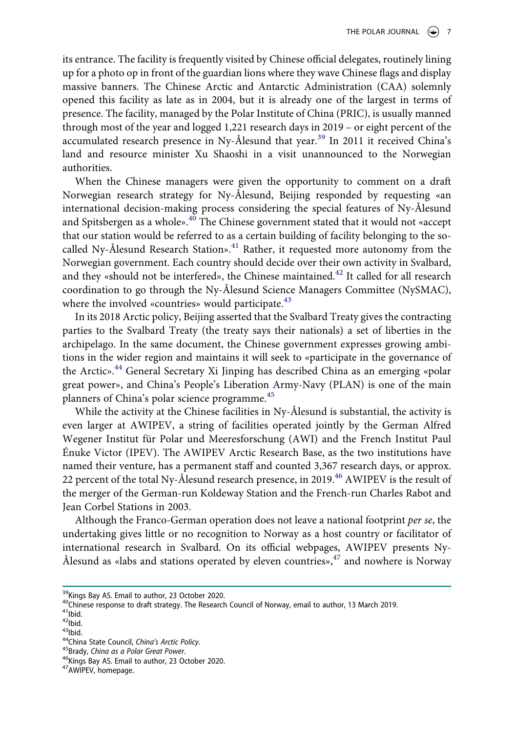its entrance. The facility is frequently visited by Chinese official delegates, routinely lining up for a photo op in front of the guardian lions where they wave Chinese flags and display massive banners. The Chinese Arctic and Antarctic Administration (CAA) solemnly opened this facility as late as in 2004, but it is already one of the largest in terms of presence. The facility, managed by the Polar Institute of China (PRIC), is usually manned through most of the year and logged 1,221 research days in 2019 – or eight percent of the accumulated research presence in Ny-Ålesund that year.[39] In 2011 it received China's land and resource minister Xu Shaoshi in a visit unannounced to the Norwegian authorities.

When the Chinese managers were given the opportunity to comment on a draft Norwegian research strategy for Ny-Ålesund, Beijing responded by requesting «an international decision-making process considering the special features of Ny-Ålesund and Spitsbergen as a whole».[40] The Chinese government stated that it would not «accept that our station would be referred to as a certain building of facility belonging to the so-called Ny-Ålesund Research Station».[41] Rather, it requested more autonomy from the Norwegian government. Each country should decide over their own activity in Svalbard, and they «should not be interfered», the Chinese maintained.[42] It called for all research coordination to go through the Ny-Ålesund Science Managers Committee (NySMAC), where the involved «countries» would participate.[43]

In its 2018 Arctic policy, Beijing asserted that the Svalbard Treaty gives the contracting parties to the Svalbard Treaty (the treaty says their nationals) a set of liberties in the archipelago. In the same document, the Chinese government expresses growing ambitions in the wider region and maintains it will seek to «participate in the governance of the Arctic».[44] General Secretary Xi Jinping has described China as an emerging «polar great power», and China's People's Liberation Army-Navy (PLAN) is one of the main planners of China's polar science programme.[45]

While the activity at the Chinese facilities in Ny-Ålesund is substantial, the activity is even larger at AWIPEV, a string of facilities operated jointly by the German Alfred Wegener Institut für Polar und Meeresforschung (AWI) and the French Institut Paul Énuke Victor (IPEV). The AWIPEV Arctic Research Base, as the two institutions have named their venture, has a permanent staff and counted 3,367 research days, or approx. 22 percent of the total Ny-Ålesund research presence, in 2019.[46] AWIPEV is the result of the merger of the German-run Koldeway Station and the French-run Charles Rabot and Jean Corbel Stations in 2003.

Although the Franco-German operation does not leave a national footprint *per se*, the undertaking gives little or no recognition to Norway as a host country or facilitator of international research in Svalbard. On its official webpages, AWIPEV presents Ny-Ålesund as «labs and stations operated by eleven countries»,[47] and nowhere is Norway

---

[39] Kings Bay AS. Email to author, 23 October 2020.

[40] Chinese response to draft strategy. The Research Council of Norway, email to author, 13 March 2019.

[41] Ibid.

[42] Ibid.

[43] Ibid.

[44] China State Council, *China's Arctic Policy*.

[45] Brady, *China as a Polar Great Power*.

[46] Kings Bay AS. Email to author, 23 October 2020.

[47] AWIPEV, homepage.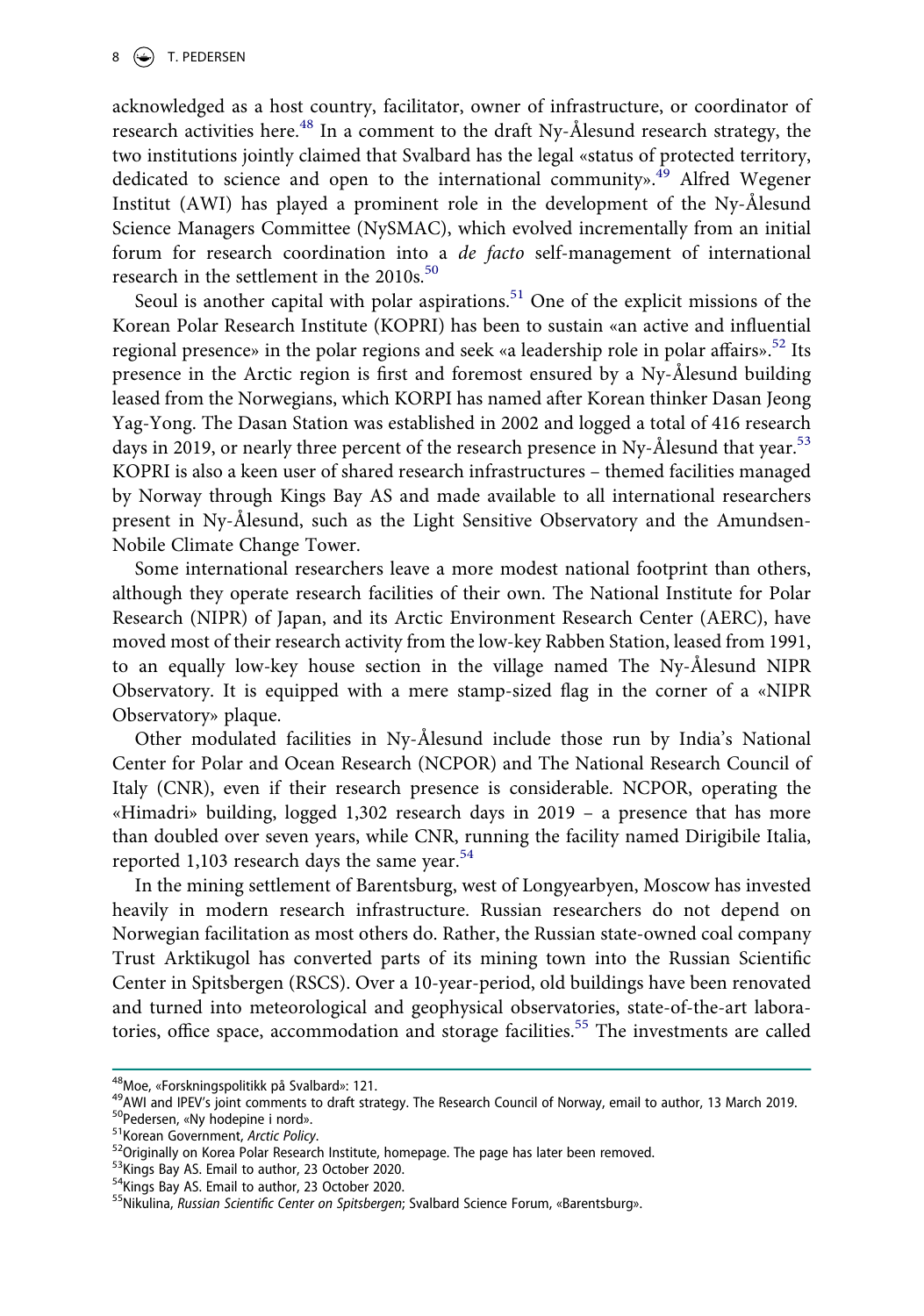acknowledged as a host country, facilitator, owner of infrastructure, or coordinator of research activities here.[48] In a comment to the draft Ny-Ålesund research strategy, the two institutions jointly claimed that Svalbard has the legal «status of protected territory, dedicated to science and open to the international community».[49] Alfred Wegener Institut (AWI) has played a prominent role in the development of the Ny-Ålesund Science Managers Committee (NySMAC), which evolved incrementally from an initial forum for research coordination into a *de facto* self-management of international research in the settlement in the 2010s.[50]

Seoul is another capital with polar aspirations.[51] One of the explicit missions of the Korean Polar Research Institute (KOPRI) has been to sustain «an active and influential regional presence» in the polar regions and seek «a leadership role in polar affairs».[52] Its presence in the Arctic region is first and foremost ensured by a Ny-Ålesund building leased from the Norwegians, which KORPI has named after Korean thinker Dasan Jeong Yag-Yong. The Dasan Station was established in 2002 and logged a total of 416 research days in 2019, or nearly three percent of the research presence in Ny-Ålesund that year.[53] KOPRI is also a keen user of shared research infrastructures – themed facilities managed by Norway through Kings Bay AS and made available to all international researchers present in Ny-Ålesund, such as the Light Sensitive Observatory and the Amundsen-Nobile Climate Change Tower.

Some international researchers leave a more modest national footprint than others, although they operate research facilities of their own. The National Institute for Polar Research (NIPR) of Japan, and its Arctic Environment Research Center (AERC), have moved most of their research activity from the low-key Rabben Station, leased from 1991, to an equally low-key house section in the village named The Ny-Ålesund NIPR Observatory. It is equipped with a mere stamp-sized flag in the corner of a «NIPR Observatory» plaque.

Other modulated facilities in Ny-Ålesund include those run by India's National Center for Polar and Ocean Research (NCPOR) and The National Research Council of Italy (CNR), even if their research presence is considerable. NCPOR, operating the «Himadri» building, logged 1,302 research days in 2019 – a presence that has more than doubled over seven years, while CNR, running the facility named Dirigibile Italia, reported 1,103 research days the same year.[54]

In the mining settlement of Barentsburg, west of Longyearbyen, Moscow has invested heavily in modern research infrastructure. Russian researchers do not depend on Norwegian facilitation as most others do. Rather, the Russian state-owned coal company Trust Arktikugol has converted parts of its mining town into the Russian Scientific Center in Spitsbergen (RSCS). Over a 10-year-period, old buildings have been renovated and turned into meteorological and geophysical observatories, state-of-the-art laboratories, office space, accommodation and storage facilities.[55] The investments are called

---

[48] Moe, «Forskningspolitikk på Svalbard»: 121.

[49] AWI and IPEV's joint comments to draft strategy. The Research Council of Norway, email to author, 13 March 2019.

[50] Pedersen, «Ny hodepine i nord».

[51] Korean Government, *Arctic Policy*.

[52] Originally on Korea Polar Research Institute, homepage. The page has later been removed.

[53] Kings Bay AS. Email to author, 23 October 2020.

[54] Kings Bay AS. Email to author, 23 October 2020.

[55] Nikulina, *Russian Scientific Center on Spitsbergen*; Svalbard Science Forum, «Barentsburg».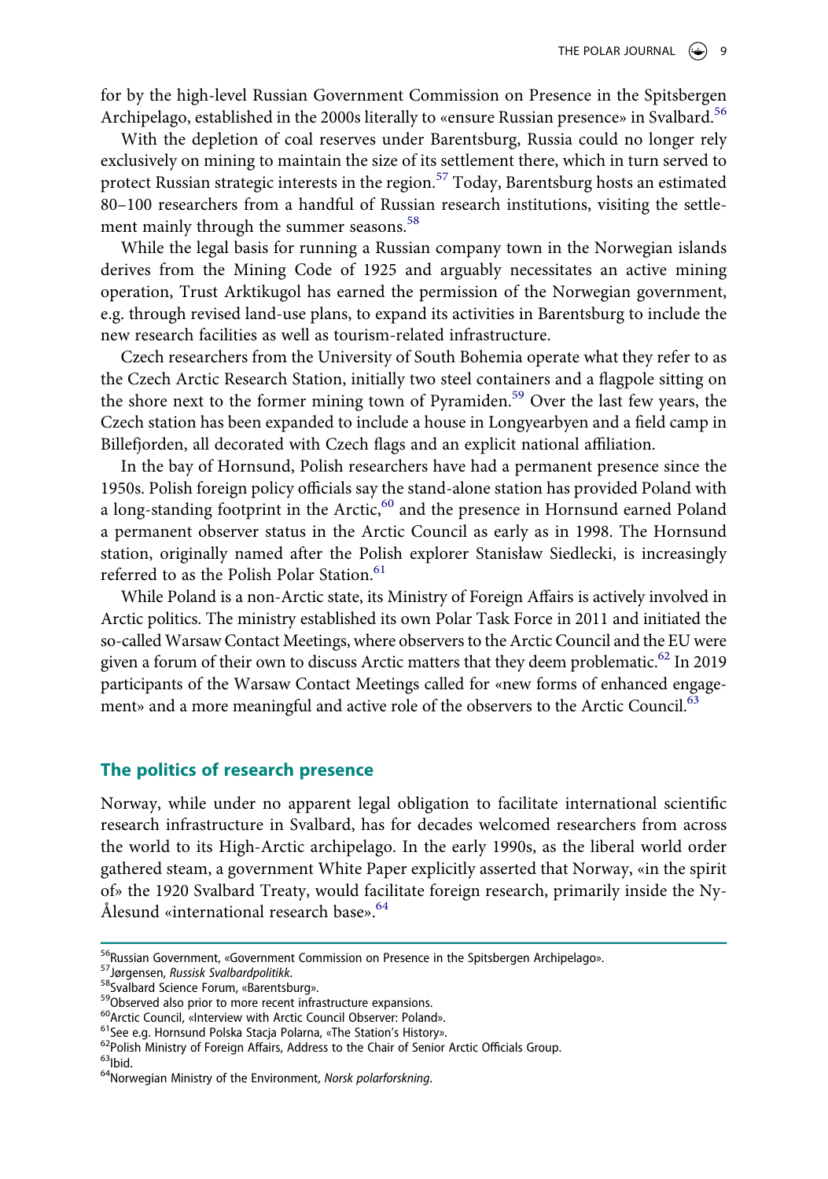for by the high-level Russian Government Commission on Presence in the Spitsbergen Archipelago, established in the 2000s literally to «ensure Russian presence» in Svalbard.[56]

With the depletion of coal reserves under Barentsburg, Russia could no longer rely exclusively on mining to maintain the size of its settlement there, which in turn served to protect Russian strategic interests in the region.[57] Today, Barentsburg hosts an estimated 80–100 researchers from a handful of Russian research institutions, visiting the settlement mainly through the summer seasons.[58]

While the legal basis for running a Russian company town in the Norwegian islands derives from the Mining Code of 1925 and arguably necessitates an active mining operation, Trust Arktikugol has earned the permission of the Norwegian government, e.g. through revised land-use plans, to expand its activities in Barentsburg to include the new research facilities as well as tourism-related infrastructure.

Czech researchers from the University of South Bohemia operate what they refer to as the Czech Arctic Research Station, initially two steel containers and a flagpole sitting on the shore next to the former mining town of Pyramiden.[59] Over the last few years, the Czech station has been expanded to include a house in Longyearbyen and a field camp in Billefjorden, all decorated with Czech flags and an explicit national affiliation.

In the bay of Hornsund, Polish researchers have had a permanent presence since the 1950s. Polish foreign policy officials say the stand-alone station has provided Poland with a long-standing footprint in the Arctic,[60] and the presence in Hornsund earned Poland a permanent observer status in the Arctic Council as early as in 1998. The Hornsund station, originally named after the Polish explorer Stanisław Siedlecki, is increasingly referred to as the Polish Polar Station.[61]

While Poland is a non-Arctic state, its Ministry of Foreign Affairs is actively involved in Arctic politics. The ministry established its own Polar Task Force in 2011 and initiated the so-called Warsaw Contact Meetings, where observers to the Arctic Council and the EU were given a forum of their own to discuss Arctic matters that they deem problematic.[62] In 2019 participants of the Warsaw Contact Meetings called for «new forms of enhanced engagement» and a more meaningful and active role of the observers to the Arctic Council.[63]

## The politics of research presence

Norway, while under no apparent legal obligation to facilitate international scientific research infrastructure in Svalbard, has for decades welcomed researchers from across the world to its High-Arctic archipelago. In the early 1990s, as the liberal world order gathered steam, a government White Paper explicitly asserted that Norway, «in the spirit of» the 1920 Svalbard Treaty, would facilitate foreign research, primarily inside the Ny-Ålesund «international research base».[64]

---

[56] Russian Government, «Government Commission on Presence in the Spitsbergen Archipelago».
[57] Jørgensen, *Russisk Svalbardpolitikk*.
[58] Svalbard Science Forum, «Barentsburg».
[59] Observed also prior to more recent infrastructure expansions.
[60] Arctic Council, «Interview with Arctic Council Observer: Poland».
[61] See e.g. Hornsund Polska Stacja Polarna, «The Station's History».
[62] Polish Ministry of Foreign Affairs, Address to the Chair of Senior Arctic Officials Group.
[63] Ibid.
[64] Norwegian Ministry of the Environment, *Norsk polarforskning*.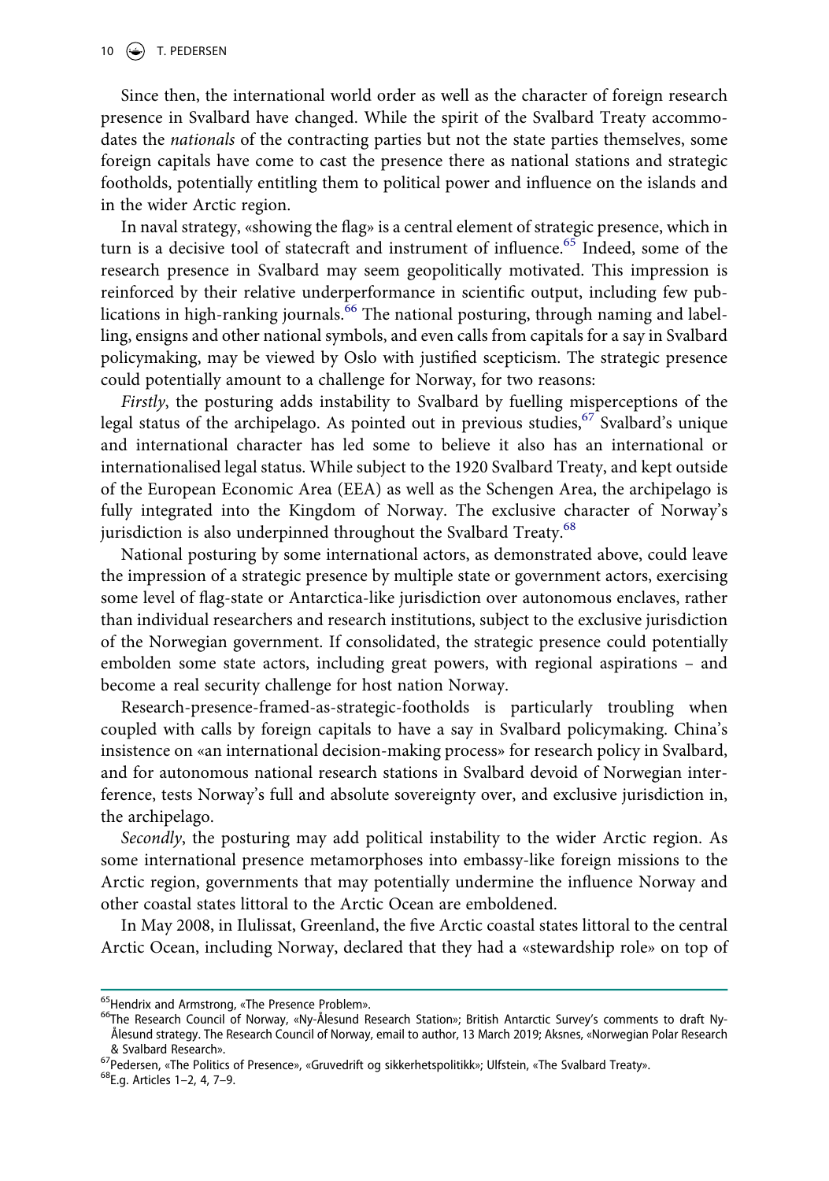Since then, the international world order as well as the character of foreign research presence in Svalbard have changed. While the spirit of the Svalbard Treaty accommodates the *nationals* of the contracting parties but not the state parties themselves, some foreign capitals have come to cast the presence there as national stations and strategic footholds, potentially entitling them to political power and influence on the islands and in the wider Arctic region.

In naval strategy, «showing the flag» is a central element of strategic presence, which in turn is a decisive tool of statecraft and instrument of influence.[65] Indeed, some of the research presence in Svalbard may seem geopolitically motivated. This impression is reinforced by their relative underperformance in scientific output, including few publications in high-ranking journals.[66] The national posturing, through naming and labelling, ensigns and other national symbols, and even calls from capitals for a say in Svalbard policymaking, may be viewed by Oslo with justified scepticism. The strategic presence could potentially amount to a challenge for Norway, for two reasons:

*Firstly*, the posturing adds instability to Svalbard by fuelling misperceptions of the legal status of the archipelago. As pointed out in previous studies,[67] Svalbard's unique and international character has led some to believe it also has an international or internationalised legal status. While subject to the 1920 Svalbard Treaty, and kept outside of the European Economic Area (EEA) as well as the Schengen Area, the archipelago is fully integrated into the Kingdom of Norway. The exclusive character of Norway's jurisdiction is also underpinned throughout the Svalbard Treaty.[68]

National posturing by some international actors, as demonstrated above, could leave the impression of a strategic presence by multiple state or government actors, exercising some level of flag-state or Antarctica-like jurisdiction over autonomous enclaves, rather than individual researchers and research institutions, subject to the exclusive jurisdiction of the Norwegian government. If consolidated, the strategic presence could potentially embolden some state actors, including great powers, with regional aspirations – and become a real security challenge for host nation Norway.

Research-presence-framed-as-strategic-footholds is particularly troubling when coupled with calls by foreign capitals to have a say in Svalbard policymaking. China's insistence on «an international decision-making process» for research policy in Svalbard, and for autonomous national research stations in Svalbard devoid of Norwegian interference, tests Norway's full and absolute sovereignty over, and exclusive jurisdiction in, the archipelago.

*Secondly*, the posturing may add political instability to the wider Arctic region. As some international presence metamorphoses into embassy-like foreign missions to the Arctic region, governments that may potentially undermine the influence Norway and other coastal states littoral to the Arctic Ocean are emboldened.

In May 2008, in Ilulissat, Greenland, the five Arctic coastal states littoral to the central Arctic Ocean, including Norway, declared that they had a «stewardship role» on top of

---

[65] Hendrix and Armstrong, «The Presence Problem».

[66] The Research Council of Norway, «Ny-Ålesund Research Station»; British Antarctic Survey's comments to draft Ny-Ålesund strategy. The Research Council of Norway, email to author, 13 March 2019; Aksnes, «Norwegian Polar Research & Svalbard Research».

[67] Pedersen, «The Politics of Presence», «Gruvedrift og sikkerhetspolitikk»; Ulfstein, «The Svalbard Treaty».

[68] E.g. Articles 1–2, 4, 7–9.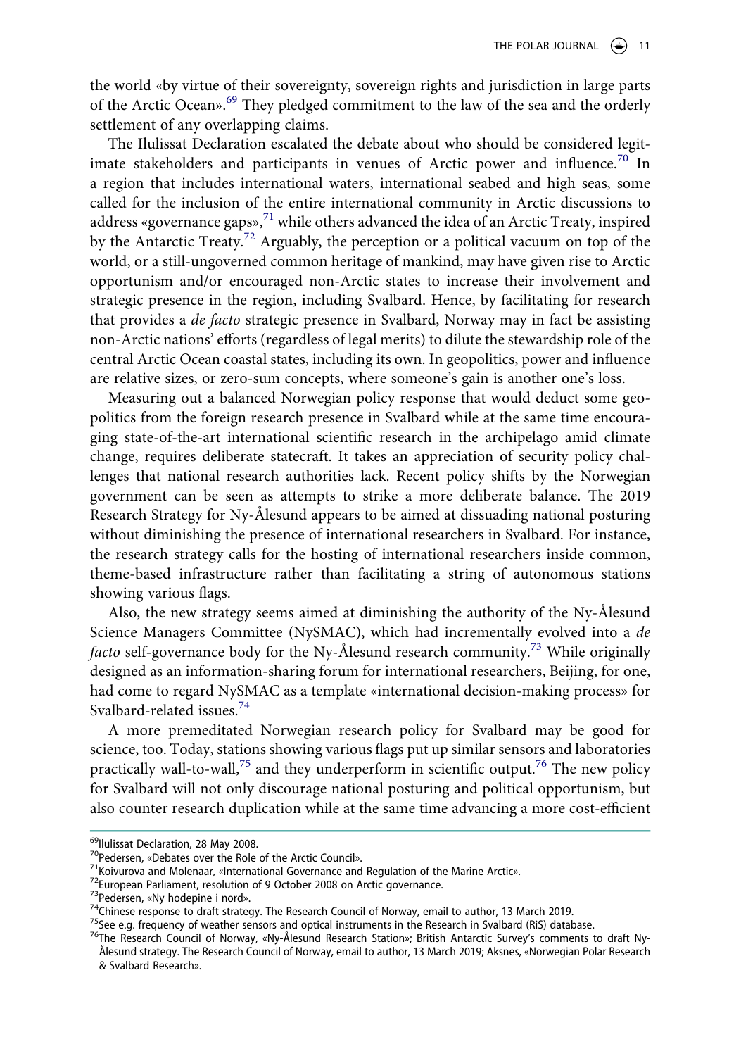the world «by virtue of their sovereignty, sovereign rights and jurisdiction in large parts of the Arctic Ocean».[69] They pledged commitment to the law of the sea and the orderly settlement of any overlapping claims.

The Ilulissat Declaration escalated the debate about who should be considered legitimate stakeholders and participants in venues of Arctic power and influence.[70] In a region that includes international waters, international seabed and high seas, some called for the inclusion of the entire international community in Arctic discussions to address «governance gaps»,[71] while others advanced the idea of an Arctic Treaty, inspired by the Antarctic Treaty.[72] Arguably, the perception or a political vacuum on top of the world, or a still-ungoverned common heritage of mankind, may have given rise to Arctic opportunism and/or encouraged non-Arctic states to increase their involvement and strategic presence in the region, including Svalbard. Hence, by facilitating for research that provides a *de facto* strategic presence in Svalbard, Norway may in fact be assisting non-Arctic nations' efforts (regardless of legal merits) to dilute the stewardship role of the central Arctic Ocean coastal states, including its own. In geopolitics, power and influence are relative sizes, or zero-sum concepts, where someone's gain is another one's loss.

Measuring out a balanced Norwegian policy response that would deduct some geopolitics from the foreign research presence in Svalbard while at the same time encouraging state-of-the-art international scientific research in the archipelago amid climate change, requires deliberate statecraft. It takes an appreciation of security policy challenges that national research authorities lack. Recent policy shifts by the Norwegian government can be seen as attempts to strike a more deliberate balance. The 2019 Research Strategy for Ny-Ålesund appears to be aimed at dissuading national posturing without diminishing the presence of international researchers in Svalbard. For instance, the research strategy calls for the hosting of international researchers inside common, theme-based infrastructure rather than facilitating a string of autonomous stations showing various flags.

Also, the new strategy seems aimed at diminishing the authority of the Ny-Ålesund Science Managers Committee (NySMAC), which had incrementally evolved into a *de facto* self-governance body for the Ny-Ålesund research community.[73] While originally designed as an information-sharing forum for international researchers, Beijing, for one, had come to regard NySMAC as a template «international decision-making process» for Svalbard-related issues.[74]

A more premeditated Norwegian research policy for Svalbard may be good for science, too. Today, stations showing various flags put up similar sensors and laboratories practically wall-to-wall,[75] and they underperform in scientific output.[76] The new policy for Svalbard will not only discourage national posturing and political opportunism, but also counter research duplication while at the same time advancing a more cost-efficient

---

[69] Ilulissat Declaration, 28 May 2008.

[70] Pedersen, «Debates over the Role of the Arctic Council».

[71] Koivurova and Molenaar, «International Governance and Regulation of the Marine Arctic».

[72] European Parliament, resolution of 9 October 2008 on Arctic governance.

[73] Pedersen, «Ny hodepine i nord».

[74] Chinese response to draft strategy. The Research Council of Norway, email to author, 13 March 2019.

[75] See e.g. frequency of weather sensors and optical instruments in the Research in Svalbard (RiS) database.

[76] The Research Council of Norway, «Ny-Ålesund Research Station»; British Antarctic Survey's comments to draft Ny-Ålesund strategy. The Research Council of Norway, email to author, 13 March 2019; Aksnes, «Norwegian Polar Research & Svalbard Research».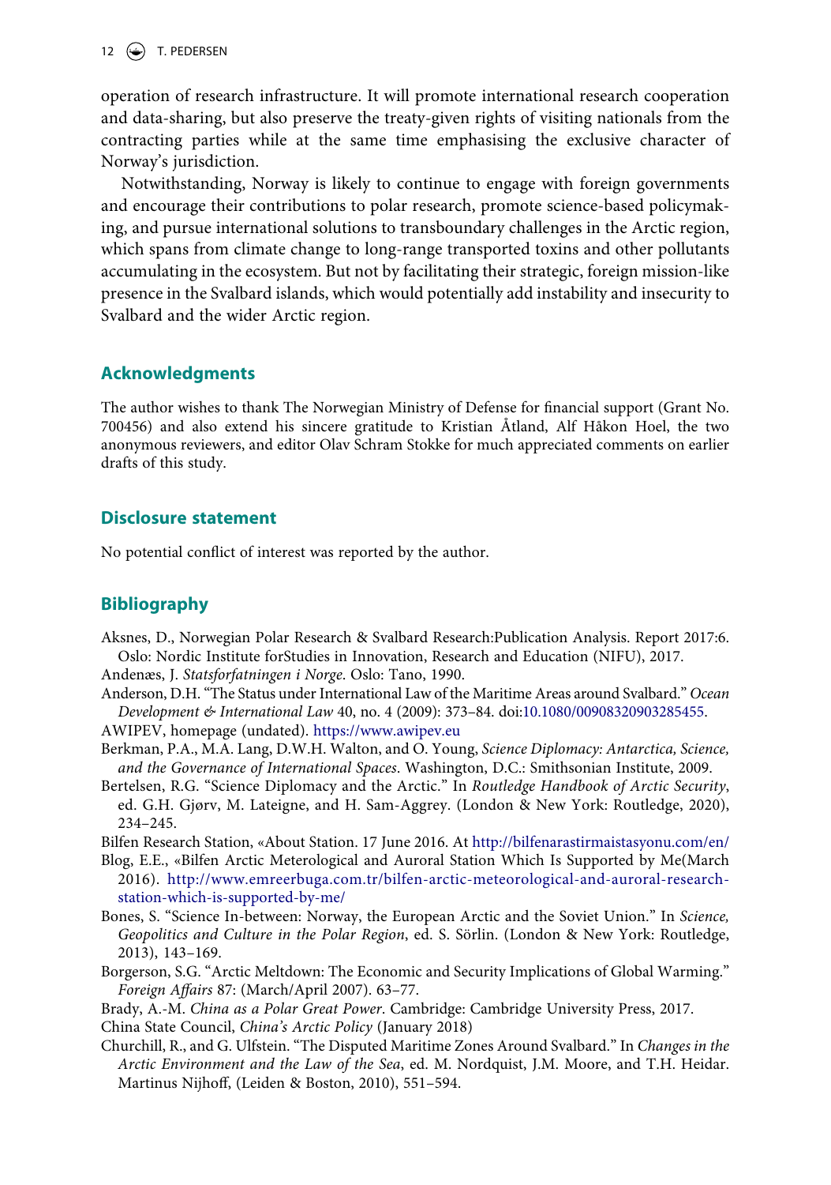operation of research infrastructure. It will promote international research cooperation and data-sharing, but also preserve the treaty-given rights of visiting nationals from the contracting parties while at the same time emphasising the exclusive character of Norway's jurisdiction.

Notwithstanding, Norway is likely to continue to engage with foreign governments and encourage their contributions to polar research, promote science-based policymaking, and pursue international solutions to transboundary challenges in the Arctic region, which spans from climate change to long-range transported toxins and other pollutants accumulating in the ecosystem. But not by facilitating their strategic, foreign mission-like presence in the Svalbard islands, which would potentially add instability and insecurity to Svalbard and the wider Arctic region.

## Acknowledgments

The author wishes to thank The Norwegian Ministry of Defense for financial support (Grant No. 700456) and also extend his sincere gratitude to Kristian Åtland, Alf Håkon Hoel, the two anonymous reviewers, and editor Olav Schram Stokke for much appreciated comments on earlier drafts of this study.

## Disclosure statement

No potential conflict of interest was reported by the author.

## Bibliography

Aksnes, D., Norwegian Polar Research & Svalbard Research:Publication Analysis. Report 2017:6. Oslo: Nordic Institute forStudies in Innovation, Research and Education (NIFU), 2017.

Andenæs, J. *Statsforfatningen i Norge*. Oslo: Tano, 1990.

Anderson, D.H. "The Status under International Law of the Maritime Areas around Svalbard." *Ocean Development & International Law* 40, no. 4 (2009): 373–84. doi:10.1080/00908320903285455.

AWIPEV, homepage (undated). https://www.awipev.eu

Berkman, P.A., M.A. Lang, D.W.H. Walton, and O. Young, *Science Diplomacy: Antarctica, Science, and the Governance of International Spaces*. Washington, D.C.: Smithsonian Institute, 2009.

Bertelsen, R.G. "Science Diplomacy and the Arctic." In *Routledge Handbook of Arctic Security*, ed. G.H. Gjørv, M. Lateigne, and H. Sam-Aggrey. (London & New York: Routledge, 2020), 234–245.

Bilfen Research Station, «About Station. 17 June 2016. At http://bilfenarastirmaistasyonu.com/en/

Blog, E.E., «Bilfen Arctic Meterological and Auroral Station Which Is Supported by Me(March 2016). http://www.emreerbuga.com.tr/bilfen-arctic-meteorological-and-auroral-research-station-which-is-supported-by-me/

Bones, S. "Science In-between: Norway, the European Arctic and the Soviet Union." In *Science, Geopolitics and Culture in the Polar Region*, ed. S. Sörlin. (London & New York: Routledge, 2013), 143–169.

Borgerson, S.G. "Arctic Meltdown: The Economic and Security Implications of Global Warming." *Foreign Affairs* 87: (March/April 2007). 63–77.

Brady, A.-M. *China as a Polar Great Power*. Cambridge: Cambridge University Press, 2017.

China State Council, *China's Arctic Policy* (January 2018)

Churchill, R., and G. Ulfstein. "The Disputed Maritime Zones Around Svalbard." In *Changes in the Arctic Environment and the Law of the Sea*, ed. M. Nordquist, J.M. Moore, and T.H. Heidar. Martinus Nijhoff, (Leiden & Boston, 2010), 551–594.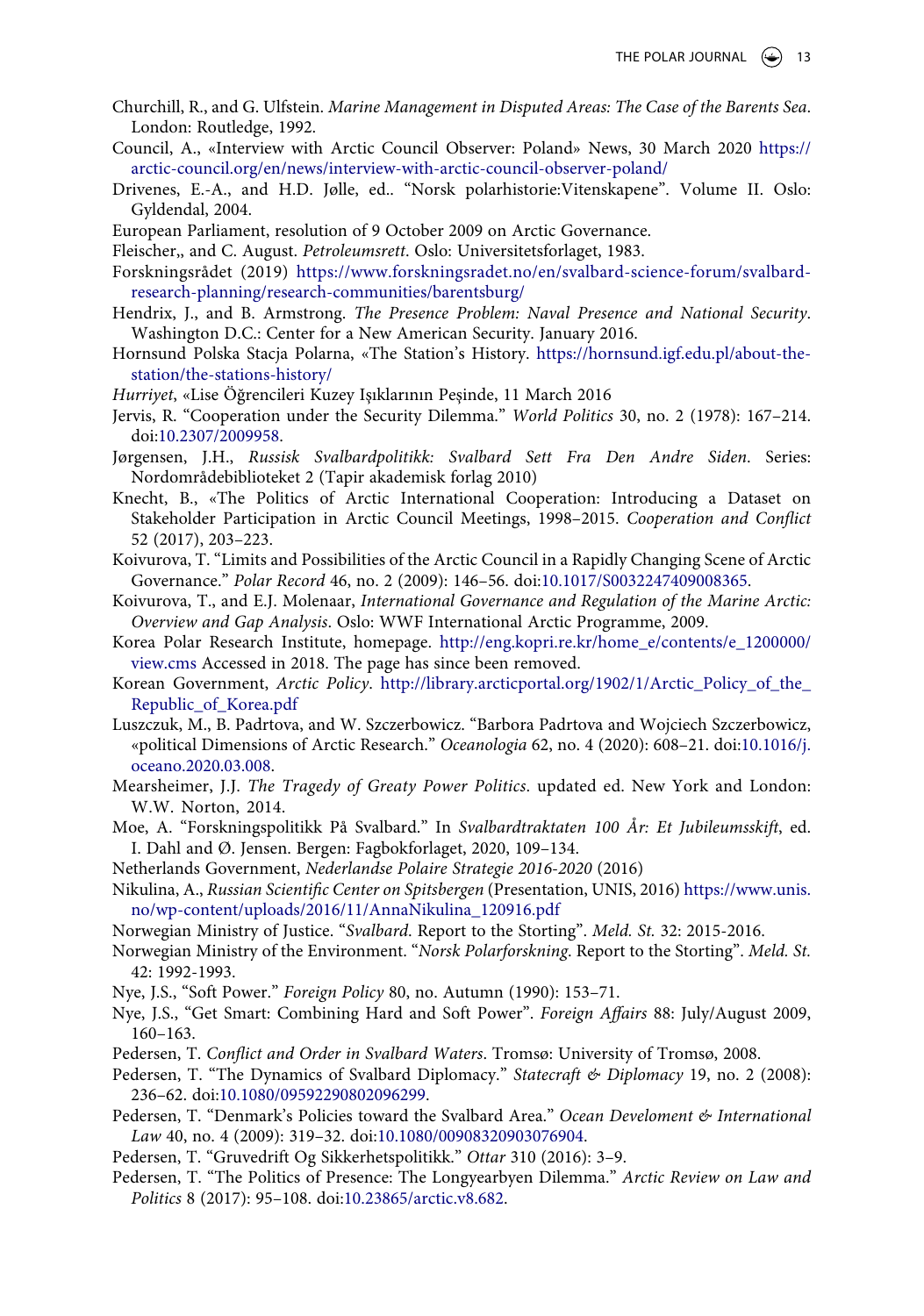Churchill, R., and G. Ulfstein. *Marine Management in Disputed Areas: The Case of the Barents Sea*. London: Routledge, 1992.

Council, A., «Interview with Arctic Council Observer: Poland» News, 30 March 2020 https://arctic-council.org/en/news/interview-with-arctic-council-observer-poland/

Drivenes, E.-A., and H.D. Jølle, ed.. "Norsk polarhistorie:Vitenskapene". Volume II. Oslo: Gyldendal, 2004.

European Parliament, resolution of 9 October 2009 on Arctic Governance.

Fleischer,, and C. August. *Petroleumsrett*. Oslo: Universitetsforlaget, 1983.

Forskningsrådet (2019) https://www.forskningsradet.no/en/svalbard-science-forum/svalbard-research-planning/research-communities/barentsburg/

Hendrix, J., and B. Armstrong. *The Presence Problem: Naval Presence and National Security*. Washington D.C.: Center for a New American Security. January 2016.

Hornsund Polska Stacja Polarna, «The Station's History. https://hornsund.igf.edu.pl/about-the-station/the-stations-history/

*Hurriyet*, «Lise Öğrencileri Kuzey Işıklarının Peşinde, 11 March 2016

Jervis, R. "Cooperation under the Security Dilemma." *World Politics* 30, no. 2 (1978): 167–214. doi:10.2307/2009958.

Jørgensen, J.H., *Russisk Svalbardpolitikk: Svalbard Sett Fra Den Andre Siden*. Series: Nordområdebiblioteket 2 (Tapir akademisk forlag 2010)

Knecht, B., «The Politics of Arctic International Cooperation: Introducing a Dataset on Stakeholder Participation in Arctic Council Meetings, 1998–2015. *Cooperation and Conflict* 52 (2017), 203–223.

Koivurova, T. "Limits and Possibilities of the Arctic Council in a Rapidly Changing Scene of Arctic Governance." *Polar Record* 46, no. 2 (2009): 146–56. doi:10.1017/S0032247409008365.

Koivurova, T., and E.J. Molenaar, *International Governance and Regulation of the Marine Arctic: Overview and Gap Analysis*. Oslo: WWF International Arctic Programme, 2009.

Korea Polar Research Institute, homepage. http://eng.kopri.re.kr/home_e/contents/e_1200000/view.cms Accessed in 2018. The page has since been removed.

Korean Government, *Arctic Policy*. http://library.arcticportal.org/1902/1/Arctic_Policy_of_the_Republic_of_Korea.pdf

Luszczuk, M., B. Padrtova, and W. Szczerbowicz. "Barbora Padrtova and Wojciech Szczerbowicz, «political Dimensions of Arctic Research." *Oceanologia* 62, no. 4 (2020): 608–21. doi:10.1016/j.oceano.2020.03.008.

Mearsheimer, J.J. *The Tragedy of Greaty Power Politics*. updated ed. New York and London: W.W. Norton, 2014.

Moe, A. "Forskningspolitikk På Svalbard." In *Svalbardtraktaten 100 År: Et Jubileumsskift*, ed. I. Dahl and Ø. Jensen. Bergen: Fagbokforlaget, 2020, 109–134.

Netherlands Government, *Nederlandse Polaire Strategie 2016-2020* (2016)

Nikulina, A., *Russian Scientific Center on Spitsbergen* (Presentation, UNIS, 2016) https://www.unis.no/wp-content/uploads/2016/11/AnnaNikulina_120916.pdf

Norwegian Ministry of Justice. "*Svalbard*. Report to the Storting". *Meld. St.* 32: 2015-2016.

Norwegian Ministry of the Environment. "*Norsk Polarforskning*. Report to the Storting". *Meld. St.* 42: 1992-1993.

Nye, J.S., "Soft Power." *Foreign Policy* 80, no. Autumn (1990): 153–71.

Nye, J.S., "Get Smart: Combining Hard and Soft Power". *Foreign Affairs* 88: July/August 2009, 160–163.

Pedersen, T. *Conflict and Order in Svalbard Waters*. Tromsø: University of Tromsø, 2008.

Pedersen, T. "The Dynamics of Svalbard Diplomacy." *Statecraft & Diplomacy* 19, no. 2 (2008): 236–62. doi:10.1080/09592290802096299.

Pedersen, T. "Denmark's Policies toward the Svalbard Area." *Ocean Develoment & International Law* 40, no. 4 (2009): 319–32. doi:10.1080/00908320903076904.

Pedersen, T. "Gruvedrift Og Sikkerhetspolitikk." *Ottar* 310 (2016): 3–9.

Pedersen, T. "The Politics of Presence: The Longyearbyen Dilemma." *Arctic Review on Law and Politics* 8 (2017): 95–108. doi:10.23865/arctic.v8.682.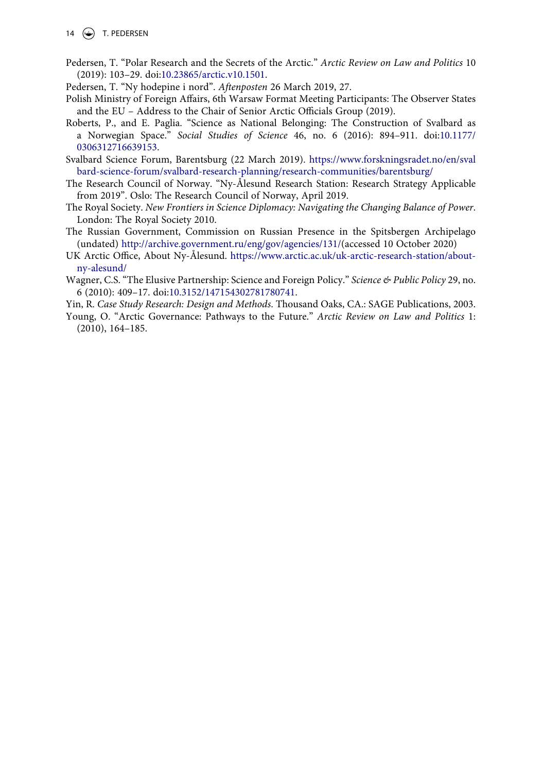Pedersen, T. "Polar Research and the Secrets of the Arctic." *Arctic Review on Law and Politics* 10 (2019): 103–29. doi:10.23865/arctic.v10.1501.

Pedersen, T. "Ny hodepine i nord". *Aftenposten* 26 March 2019, 27.

Polish Ministry of Foreign Affairs, 6th Warsaw Format Meeting Participants: The Observer States and the EU – Address to the Chair of Senior Arctic Officials Group (2019).

Roberts, P., and E. Paglia. "Science as National Belonging: The Construction of Svalbard as a Norwegian Space." *Social Studies of Science* 46, no. 6 (2016): 894–911. doi:10.1177/0306312716639153.

Svalbard Science Forum, Barentsburg (22 March 2019). https://www.forskningsradet.no/en/svalbard-science-forum/svalbard-research-planning/research-communities/barentsburg/

The Research Council of Norway. "Ny-Ålesund Research Station: Research Strategy Applicable from 2019". Oslo: The Research Council of Norway, April 2019.

The Royal Society. *New Frontiers in Science Diplomacy: Navigating the Changing Balance of Power*. London: The Royal Society 2010.

The Russian Government, Commission on Russian Presence in the Spitsbergen Archipelago (undated) http://archive.government.ru/eng/gov/agencies/131/(accessed 10 October 2020)

UK Arctic Office, About Ny-Ålesund. https://www.arctic.ac.uk/uk-arctic-research-station/about-ny-alesund/

Wagner, C.S. "The Elusive Partnership: Science and Foreign Policy." *Science & Public Policy* 29, no. 6 (2010): 409–17. doi:10.3152/147154302781780741.

Yin, R. *Case Study Research: Design and Methods*. Thousand Oaks, CA.: SAGE Publications, 2003.

Young, O. "Arctic Governance: Pathways to the Future." *Arctic Review on Law and Politics* 1: (2010), 164–185.